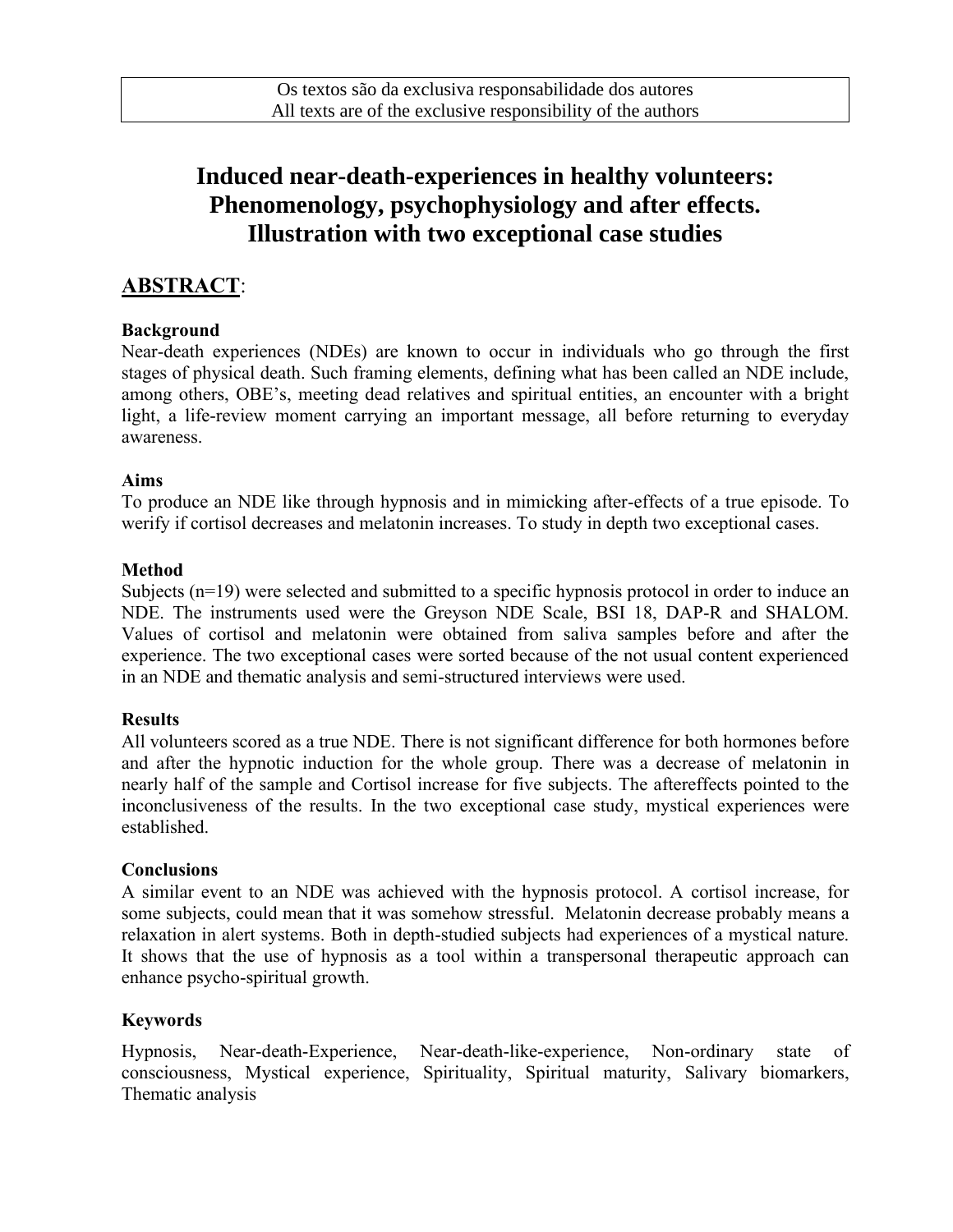Os textos são da exclusiva responsabilidade dos autores
All texts are of the exclusive responsibility of the authors

# Induced near-death-experiences in healthy volunteers: Phenomenology, psychophysiology and after effects. Illustration with two exceptional case studies

## ABSTRACT:

**Background**

Near-death experiences (NDEs) are known to occur in individuals who go through the first stages of physical death. Such framing elements, defining what has been called an NDE include, among others, OBE's, meeting dead relatives and spiritual entities, an encounter with a bright light, a life-review moment carrying an important message, all before returning to everyday awareness.

**Aims**

To produce an NDE like through hypnosis and in mimicking after-effects of a true episode. To verify if cortisol decreases and melatonin increases. To study in depth two exceptional cases.

**Method**

Subjects (n=19) were selected and submitted to a specific hypnosis protocol in order to induce an NDE. The instruments used were the Greyson NDE Scale, BSI 18, DAP-R and SHALOM. Values of cortisol and melatonin were obtained from saliva samples before and after the experience. The two exceptional cases were sorted because of the not usual content experienced in an NDE and thematic analysis and semi-structured interviews were used.

**Results**

All volunteers scored as a true NDE. There is not significant difference for both hormones before and after the hypnotic induction for the whole group. There was a decrease of melatonin in nearly half of the sample and Cortisol increase for five subjects. The aftereffects pointed to the inconclusiveness of the results. In the two exceptional case study, mystical experiences were established.

**Conclusions**

A similar event to an NDE was achieved with the hypnosis protocol. A cortisol increase, for some subjects, could mean that it was somehow stressful. Melatonin decrease probably means a relaxation in alert systems. Both in depth-studied subjects had experiences of a mystical nature. It shows that the use of hypnosis as a tool within a transpersonal therapeutic approach can enhance psycho-spiritual growth.

**Keywords**

Hypnosis, Near-death-Experience, Near-death-like-experience, Non-ordinary state of consciousness, Mystical experience, Spirituality, Spiritual maturity, Salivary biomarkers, Thematic analysis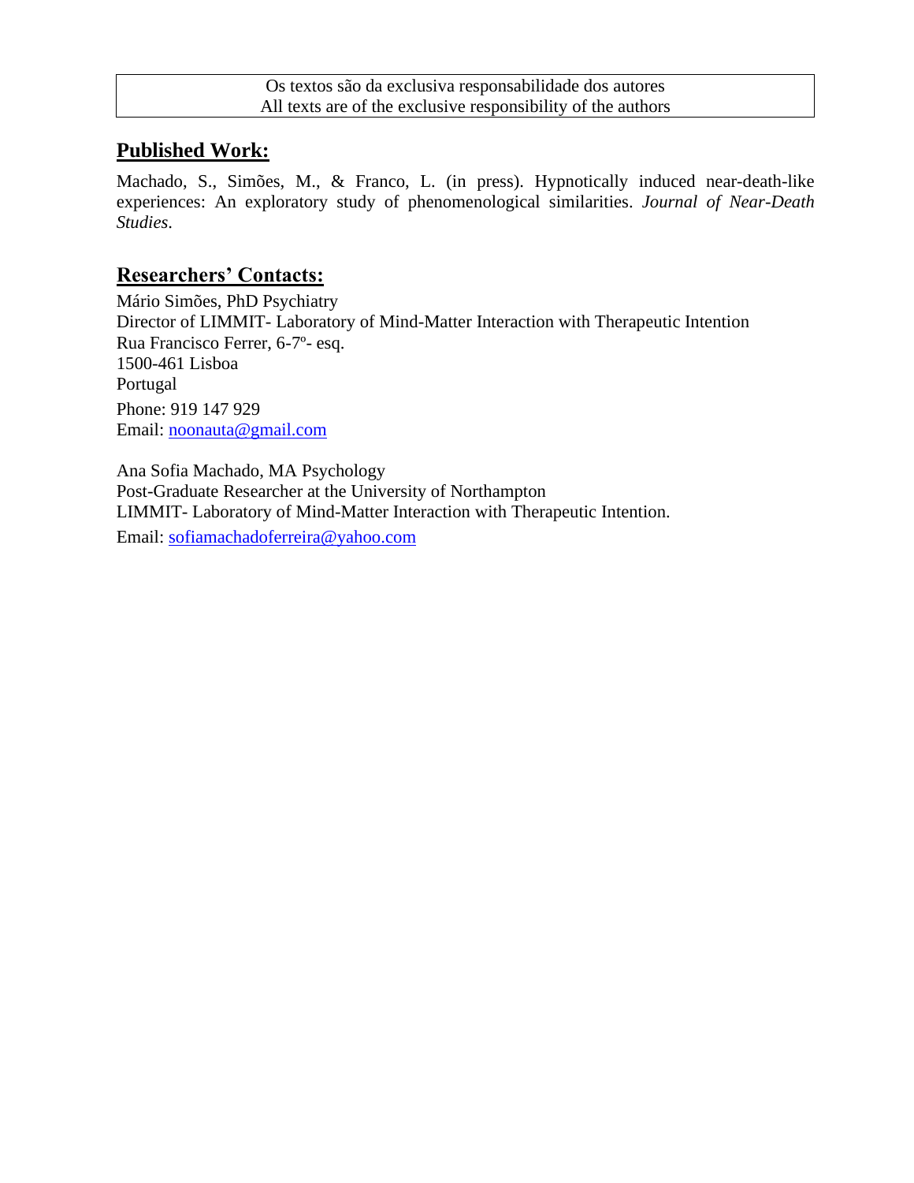Os textos são da exclusiva responsabilidade dos autores
All texts are of the exclusive responsibility of the authors

## Published Work:

Machado, S., Simões, M., & Franco, L. (in press). Hypnotically induced near-death-like experiences: An exploratory study of phenomenological similarities. *Journal of Near-Death Studies*.

## Researchers' Contacts:

Mário Simões, PhD Psychiatry
Director of LIMMIT- Laboratory of Mind-Matter Interaction with Therapeutic Intention
Rua Francisco Ferrer, 6-7º- esq.
1500-461 Lisboa
Portugal
Phone: 919 147 929
Email: noonauta@gmail.com

Ana Sofia Machado, MA Psychology
Post-Graduate Researcher at the University of Northampton
LIMMIT- Laboratory of Mind-Matter Interaction with Therapeutic Intention.
Email: sofiamachadoferreira@yahoo.com